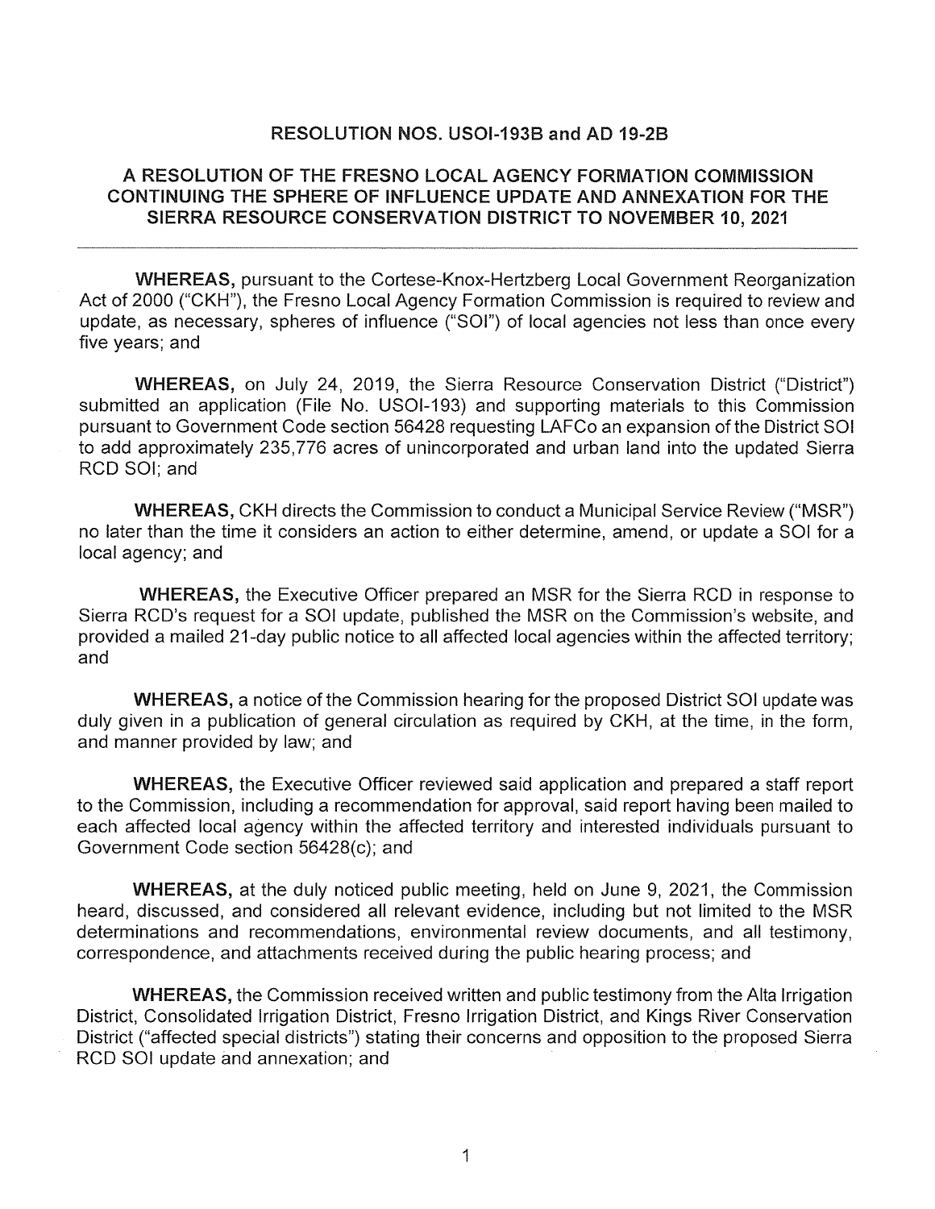**RESOLUTION NOS. USOI-193B and AD 19-2B**

**A RESOLUTION OF THE FRESNO LOCAL AGENCY FORMATION COMMISSION CONTINUING THE SPHERE OF INFLUENCE UPDATE AND ANNEXATION FOR THE SIERRA RESOURCE CONSERVATION DISTRICT TO NOVEMBER 10, 2021**

---

**WHEREAS,** pursuant to the Cortese-Knox-Hertzberg Local Government Reorganization Act of 2000 ("CKH"), the Fresno Local Agency Formation Commission is required to review and update, as necessary, spheres of influence ("SOI") of local agencies not less than once every five years; and

**WHEREAS,** on July 24, 2019, the Sierra Resource Conservation District ("District") submitted an application (File No. USOI-193) and supporting materials to this Commission pursuant to Government Code section 56428 requesting LAFCo an expansion of the District SOI to add approximately 235,776 acres of unincorporated and urban land into the updated Sierra RCD SOI; and

**WHEREAS,** CKH directs the Commission to conduct a Municipal Service Review ("MSR") no later than the time it considers an action to either determine, amend, or update a SOI for a local agency; and

**WHEREAS,** the Executive Officer prepared an MSR for the Sierra RCD in response to Sierra RCD's request for a SOI update, published the MSR on the Commission's website, and provided a mailed 21-day public notice to all affected local agencies within the affected territory; and

**WHEREAS,** a notice of the Commission hearing for the proposed District SOI update was duly given in a publication of general circulation as required by CKH, at the time, in the form, and manner provided by law; and

**WHEREAS,** the Executive Officer reviewed said application and prepared a staff report to the Commission, including a recommendation for approval, said report having been mailed to each affected local agency within the affected territory and interested individuals pursuant to Government Code section 56428(c); and

**WHEREAS,** at the duly noticed public meeting, held on June 9, 2021, the Commission heard, discussed, and considered all relevant evidence, including but not limited to the MSR determinations and recommendations, environmental review documents, and all testimony, correspondence, and attachments received during the public hearing process; and

**WHEREAS,** the Commission received written and public testimony from the Alta Irrigation District, Consolidated Irrigation District, Fresno Irrigation District, and Kings River Conservation District ("affected special districts") stating their concerns and opposition to the proposed Sierra RCD SOI update and annexation; and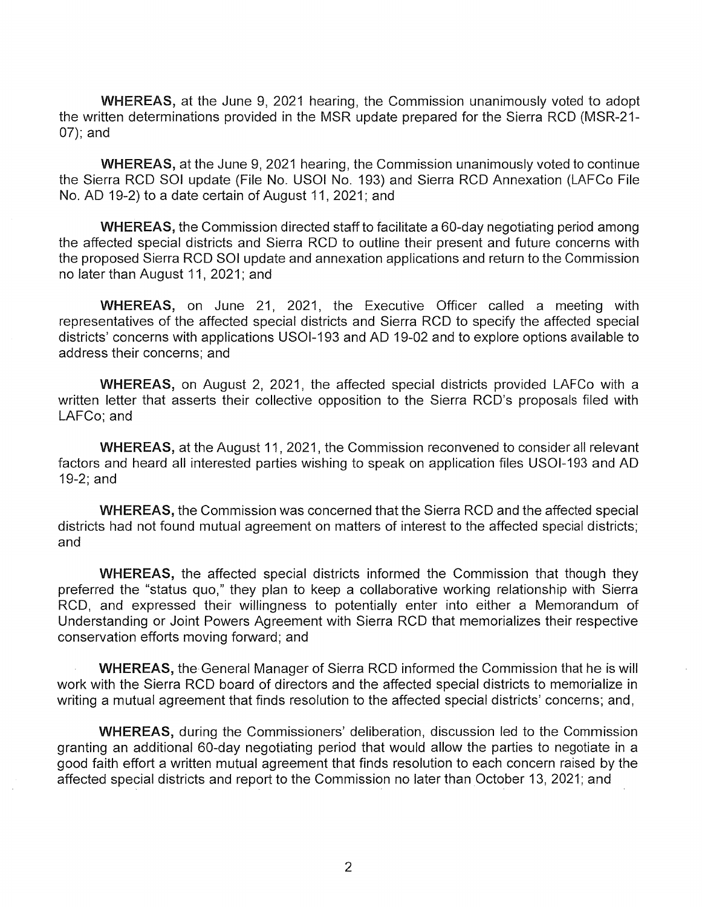**WHEREAS,** at the June 9, 2021 hearing, the Commission unanimously voted to adopt the written determinations provided in the MSR update prepared for the Sierra RCD (MSR-21-07); and

**WHEREAS,** at the June 9, 2021 hearing, the Commission unanimously voted to continue the Sierra RCD SOI update (File No. USOI No. 193) and Sierra RCD Annexation (LAFCo File No. AD 19-2) to a date certain of August 11, 2021; and

**WHEREAS,** the Commission directed staff to facilitate a 60-day negotiating period among the affected special districts and Sierra RCD to outline their present and future concerns with the proposed Sierra RCD SOI update and annexation applications and return to the Commission no later than August 11, 2021; and

**WHEREAS,** on June 21, 2021, the Executive Officer called a meeting with representatives of the affected special districts and Sierra RCD to specify the affected special districts' concerns with applications USOI-193 and AD 19-02 and to explore options available to address their concerns; and

**WHEREAS,** on August 2, 2021, the affected special districts provided LAFCo with a written letter that asserts their collective opposition to the Sierra RCD's proposals filed with LAFCo; and

**WHEREAS,** at the August 11, 2021, the Commission reconvened to consider all relevant factors and heard all interested parties wishing to speak on application files USOI-193 and AD 19-2; and

**WHEREAS,** the Commission was concerned that the Sierra RCD and the affected special districts had not found mutual agreement on matters of interest to the affected special districts; and

**WHEREAS,** the affected special districts informed the Commission that though they preferred the "status quo," they plan to keep a collaborative working relationship with Sierra RCD, and expressed their willingness to potentially enter into either a Memorandum of Understanding or Joint Powers Agreement with Sierra RCD that memorializes their respective conservation efforts moving forward; and

**WHEREAS,** the General Manager of Sierra RCD informed the Commission that he is will work with the Sierra RCD board of directors and the affected special districts to memorialize in writing a mutual agreement that finds resolution to the affected special districts' concerns; and,

**WHEREAS,** during the Commissioners' deliberation, discussion led to the Commission granting an additional 60-day negotiating period that would allow the parties to negotiate in a good faith effort a written mutual agreement that finds resolution to each concern raised by the affected special districts and report to the Commission no later than October 13, 2021; and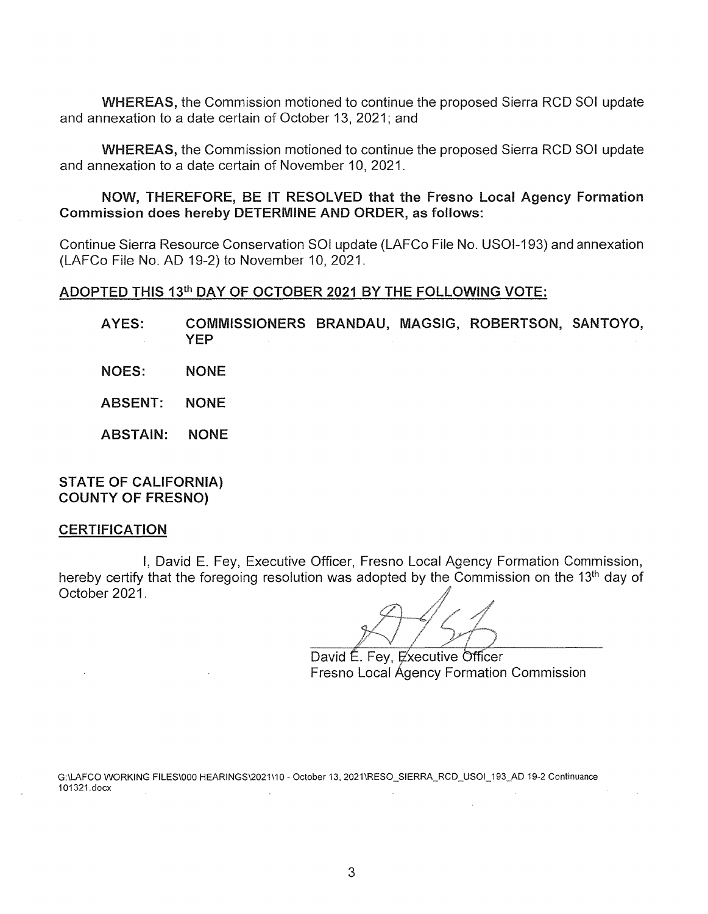**WHEREAS,** the Commission motioned to continue the proposed Sierra RCD SOI update and annexation to a date certain of October 13, 2021; and

**WHEREAS,** the Commission motioned to continue the proposed Sierra RCD SOI update and annexation to a date certain of November 10, 2021.

**NOW, THEREFORE, BE IT RESOLVED that the Fresno Local Agency Formation Commission does hereby DETERMINE AND ORDER, as follows:**

Continue Sierra Resource Conservation SOI update (LAFCo File No. USOI-193) and annexation (LAFCo File No. AD 19-2) to November 10, 2021.

**ADOPTED THIS 13th DAY OF OCTOBER 2021 BY THE FOLLOWING VOTE:**

**AYES:** **COMMISSIONERS BRANDAU, MAGSIG, ROBERTSON, SANTOYO, YEP**

**NOES:** **NONE**

**ABSENT:** **NONE**

**ABSTAIN:** **NONE**

**STATE OF CALIFORNIA)**
**COUNTY OF FRESNO)**

**CERTIFICATION**

I, David E. Fey, Executive Officer, Fresno Local Agency Formation Commission, hereby certify that the foregoing resolution was adopted by the Commission on the 13th day of October 2021.

David E. Fey, Executive Officer
Fresno Local Agency Formation Commission

G:\LAFCO WORKING FILES\000 HEARINGS\2021\10 - October 13, 2021\RESO_SIERRA_RCD_USOI_193_AD 19-2 Continuance 101321.docx